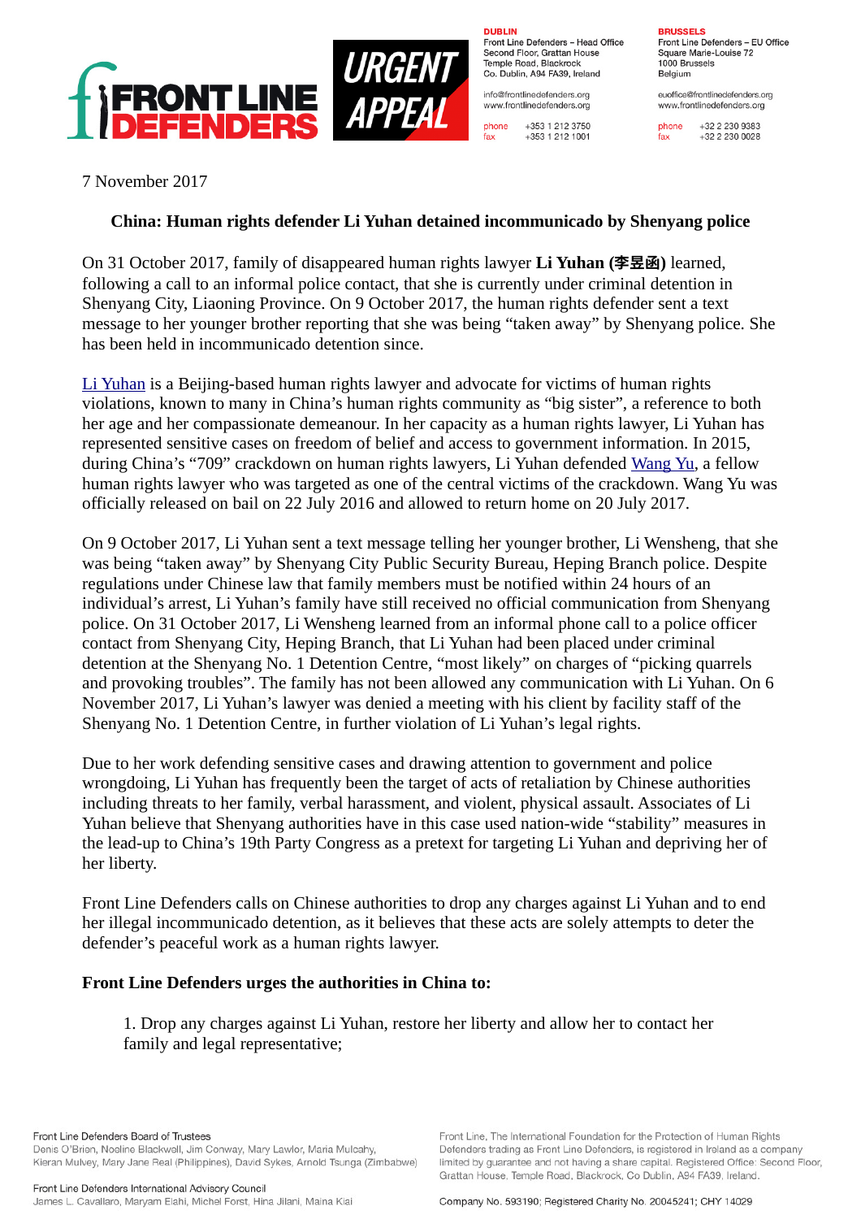DUBLIN
Front Line Defenders – Head Office
Second Floor, Grattan House
Temple Road, Blackrock
Co. Dublin, A94 FA39, Ireland

info@frontlinedefenders.org
www.frontlinedefenders.org

phone +353 1 212 3750
fax +353 1 212 1001

BRUSSELS
Front Line Defenders – EU Office
Square Marie-Louise 72
1000 Brussels
Belgium

euoffice@frontlinedefenders.org
www.frontlinedefenders.org

phone +32 2 230 9383
fax +32 2 230 0028

7 November 2017

## China: Human rights defender Li Yuhan detained incommunicado by Shenyang police

On 31 October 2017, family of disappeared human rights lawyer **Li Yuhan (李昱函)** learned, following a call to an informal police contact, that she is currently under criminal detention in Shenyang City, Liaoning Province. On 9 October 2017, the human rights defender sent a text message to her younger brother reporting that she was being "taken away" by Shenyang police. She has been held in incommunicado detention since.

Li Yuhan is a Beijing-based human rights lawyer and advocate for victims of human rights violations, known to many in China's human rights community as "big sister", a reference to both her age and her compassionate demeanour. In her capacity as a human rights lawyer, Li Yuhan has represented sensitive cases on freedom of belief and access to government information. In 2015, during China's "709" crackdown on human rights lawyers, Li Yuhan defended Wang Yu, a fellow human rights lawyer who was targeted as one of the central victims of the crackdown. Wang Yu was officially released on bail on 22 July 2016 and allowed to return home on 20 July 2017.

On 9 October 2017, Li Yuhan sent a text message telling her younger brother, Li Wensheng, that she was being "taken away" by Shenyang City Public Security Bureau, Heping Branch police. Despite regulations under Chinese law that family members must be notified within 24 hours of an individual's arrest, Li Yuhan's family have still received no official communication from Shenyang police. On 31 October 2017, Li Wensheng learned from an informal phone call to a police officer contact from Shenyang City, Heping Branch, that Li Yuhan had been placed under criminal detention at the Shenyang No. 1 Detention Centre, "most likely" on charges of "picking quarrels and provoking troubles". The family has not been allowed any communication with Li Yuhan. On 6 November 2017, Li Yuhan's lawyer was denied a meeting with his client by facility staff of the Shenyang No. 1 Detention Centre, in further violation of Li Yuhan's legal rights.

Due to her work defending sensitive cases and drawing attention to government and police wrongdoing, Li Yuhan has frequently been the target of acts of retaliation by Chinese authorities including threats to her family, verbal harassment, and violent, physical assault. Associates of Li Yuhan believe that Shenyang authorities have in this case used nation-wide "stability" measures in the lead-up to China's 19th Party Congress as a pretext for targeting Li Yuhan and depriving her of her liberty.

Front Line Defenders calls on Chinese authorities to drop any charges against Li Yuhan and to end her illegal incommunicado detention, as it believes that these acts are solely attempts to deter the defender's peaceful work as a human rights lawyer.

**Front Line Defenders urges the authorities in China to:**

1. Drop any charges against Li Yuhan, restore her liberty and allow her to contact her family and legal representative;

Front Line Defenders Board of Trustees
Denis O'Brien, Noeline Blackwell, Jim Conway, Mary Lawlor, Maria Mulcahy, Kieran Mulvey, Mary Jane Real (Philippines), David Sykes, Arnold Tsunga (Zimbabwe)

Front Line Defenders International Advisory Council
James L. Cavallaro, Maryam Elahi, Michel Forst, Hina Jilani, Maina Kiai

Front Line, The International Foundation for the Protection of Human Rights Defenders trading as Front Line Defenders, is registered in Ireland as a company limited by guarantee and not having a share capital. Registered Office: Second Floor, Grattan House, Temple Road, Blackrock, Co Dublin, A94 FA39, Ireland.

Company No. 593190; Registered Charity No. 20045241; CHY 14029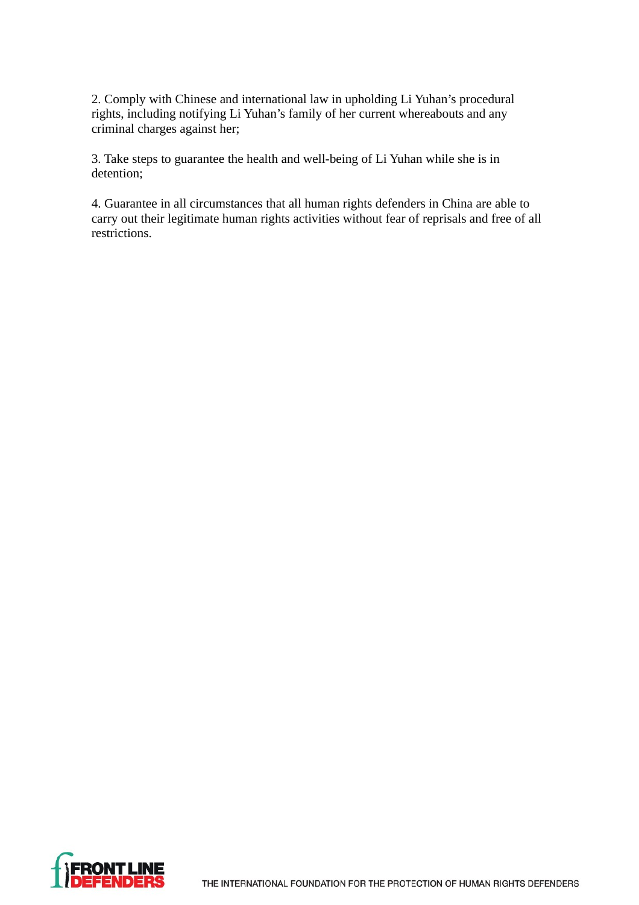2. Comply with Chinese and international law in upholding Li Yuhan's procedural rights, including notifying Li Yuhan's family of her current whereabouts and any criminal charges against her;

3. Take steps to guarantee the health and well-being of Li Yuhan while she is in detention;

4. Guarantee in all circumstances that all human rights defenders in China are able to carry out their legitimate human rights activities without fear of reprisals and free of all restrictions.